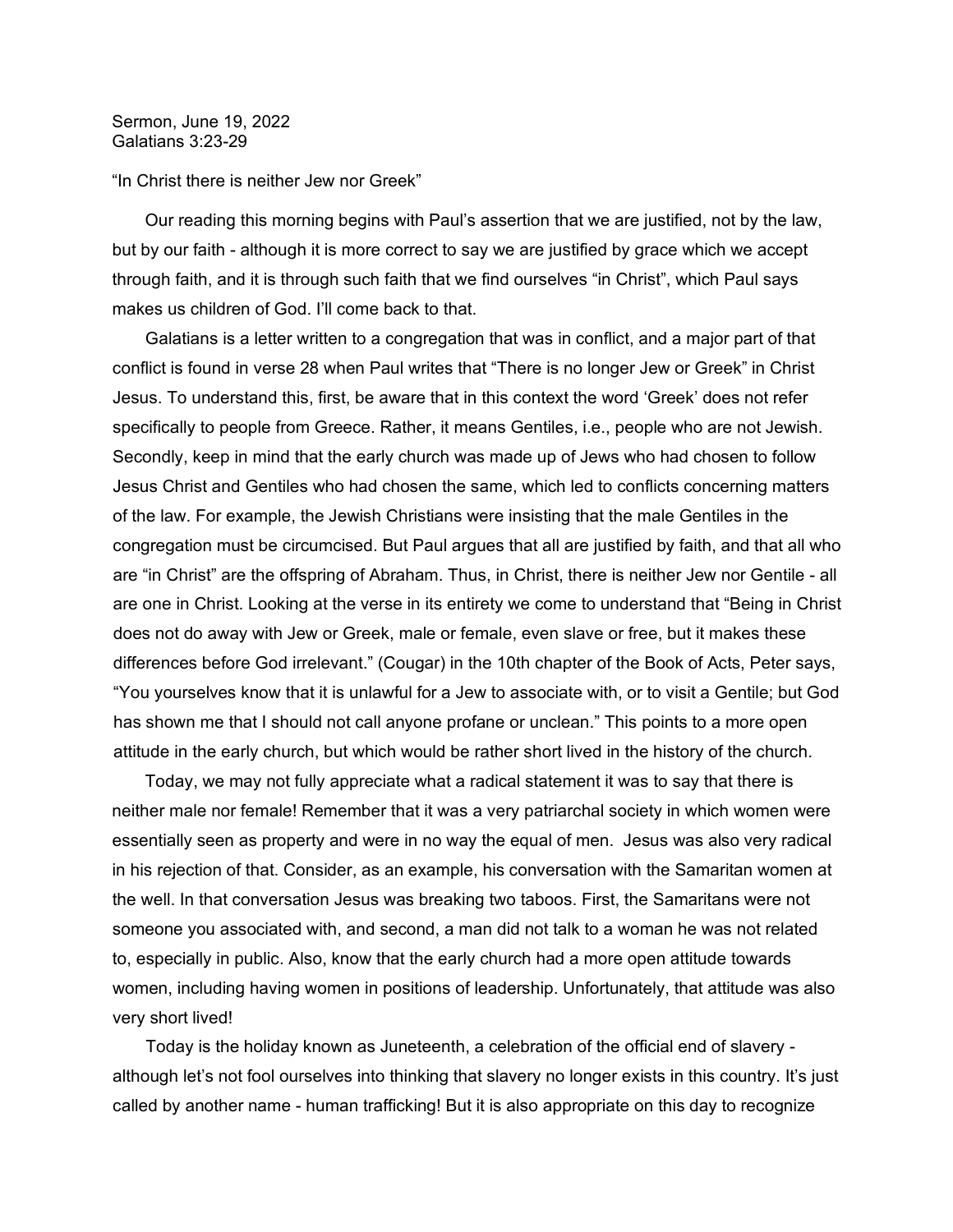Sermon, June 19, 2022
Galatians 3:23-29

"In Christ there is neither Jew nor Greek"

Our reading this morning begins with Paul's assertion that we are justified, not by the law, but by our faith - although it is more correct to say we are justified by grace which we accept through faith, and it is through such faith that we find ourselves "in Christ", which Paul says makes us children of God. I'll come back to that.

Galatians is a letter written to a congregation that was in conflict, and a major part of that conflict is found in verse 28 when Paul writes that "There is no longer Jew or Greek" in Christ Jesus. To understand this, first, be aware that in this context the word 'Greek' does not refer specifically to people from Greece. Rather, it means Gentiles, i.e., people who are not Jewish. Secondly, keep in mind that the early church was made up of Jews who had chosen to follow Jesus Christ and Gentiles who had chosen the same, which led to conflicts concerning matters of the law. For example, the Jewish Christians were insisting that the male Gentiles in the congregation must be circumcised. But Paul argues that all are justified by faith, and that all who are "in Christ" are the offspring of Abraham. Thus, in Christ, there is neither Jew nor Gentile - all are one in Christ. Looking at the verse in its entirety we come to understand that "Being in Christ does not do away with Jew or Greek, male or female, even slave or free, but it makes these differences before God irrelevant." (Cougar) in the 10th chapter of the Book of Acts, Peter says, "You yourselves know that it is unlawful for a Jew to associate with, or to visit a Gentile; but God has shown me that I should not call anyone profane or unclean." This points to a more open attitude in the early church, but which would be rather short lived in the history of the church.

Today, we may not fully appreciate what a radical statement it was to say that there is neither male nor female! Remember that it was a very patriarchal society in which women were essentially seen as property and were in no way the equal of men. Jesus was also very radical in his rejection of that. Consider, as an example, his conversation with the Samaritan women at the well. In that conversation Jesus was breaking two taboos. First, the Samaritans were not someone you associated with, and second, a man did not talk to a woman he was not related to, especially in public. Also, know that the early church had a more open attitude towards women, including having women in positions of leadership. Unfortunately, that attitude was also very short lived!

Today is the holiday known as Juneteenth, a celebration of the official end of slavery - although let's not fool ourselves into thinking that slavery no longer exists in this country. It's just called by another name - human trafficking! But it is also appropriate on this day to recognize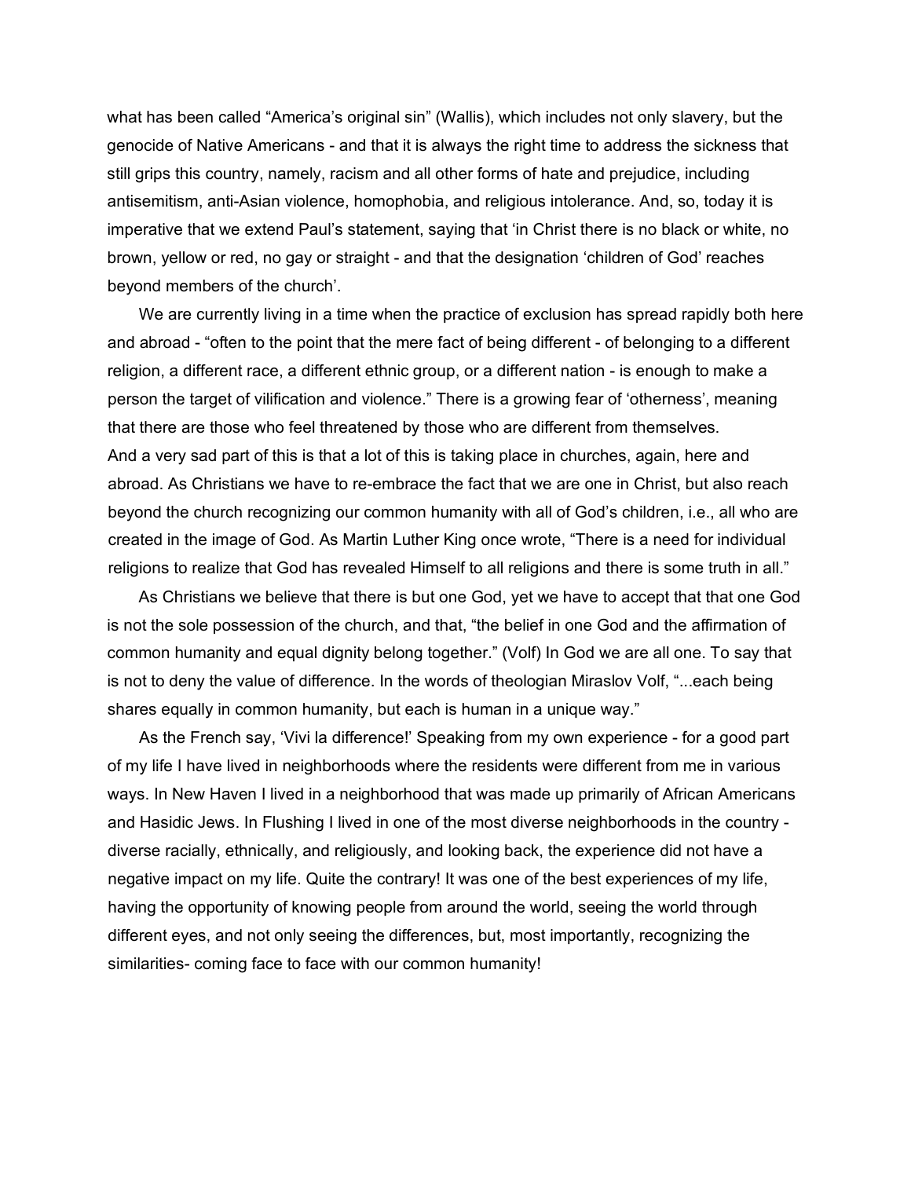what has been called "America's original sin" (Wallis), which includes not only slavery, but the genocide of Native Americans - and that it is always the right time to address the sickness that still grips this country, namely, racism and all other forms of hate and prejudice, including antisemitism, anti-Asian violence, homophobia, and religious intolerance. And, so, today it is imperative that we extend Paul's statement, saying that 'in Christ there is no black or white, no brown, yellow or red, no gay or straight - and that the designation 'children of God' reaches beyond members of the church'.

We are currently living in a time when the practice of exclusion has spread rapidly both here and abroad - "often to the point that the mere fact of being different - of belonging to a different religion, a different race, a different ethnic group, or a different nation - is enough to make a person the target of vilification and violence." There is a growing fear of 'otherness', meaning that there are those who feel threatened by those who are different from themselves. And a very sad part of this is that a lot of this is taking place in churches, again, here and abroad. As Christians we have to re-embrace the fact that we are one in Christ, but also reach beyond the church recognizing our common humanity with all of God's children, i.e., all who are created in the image of God. As Martin Luther King once wrote, "There is a need for individual religions to realize that God has revealed Himself to all religions and there is some truth in all."

As Christians we believe that there is but one God, yet we have to accept that that one God is not the sole possession of the church, and that, "the belief in one God and the affirmation of common humanity and equal dignity belong together." (Volf) In God we are all one. To say that is not to deny the value of difference. In the words of theologian Miraslov Volf, "...each being shares equally in common humanity, but each is human in a unique way."

As the French say, 'Vivi la difference!' Speaking from my own experience - for a good part of my life I have lived in neighborhoods where the residents were different from me in various ways. In New Haven I lived in a neighborhood that was made up primarily of African Americans and Hasidic Jews. In Flushing I lived in one of the most diverse neighborhoods in the country - diverse racially, ethnically, and religiously, and looking back, the experience did not have a negative impact on my life. Quite the contrary! It was one of the best experiences of my life, having the opportunity of knowing people from around the world, seeing the world through different eyes, and not only seeing the differences, but, most importantly, recognizing the similarities- coming face to face with our common humanity!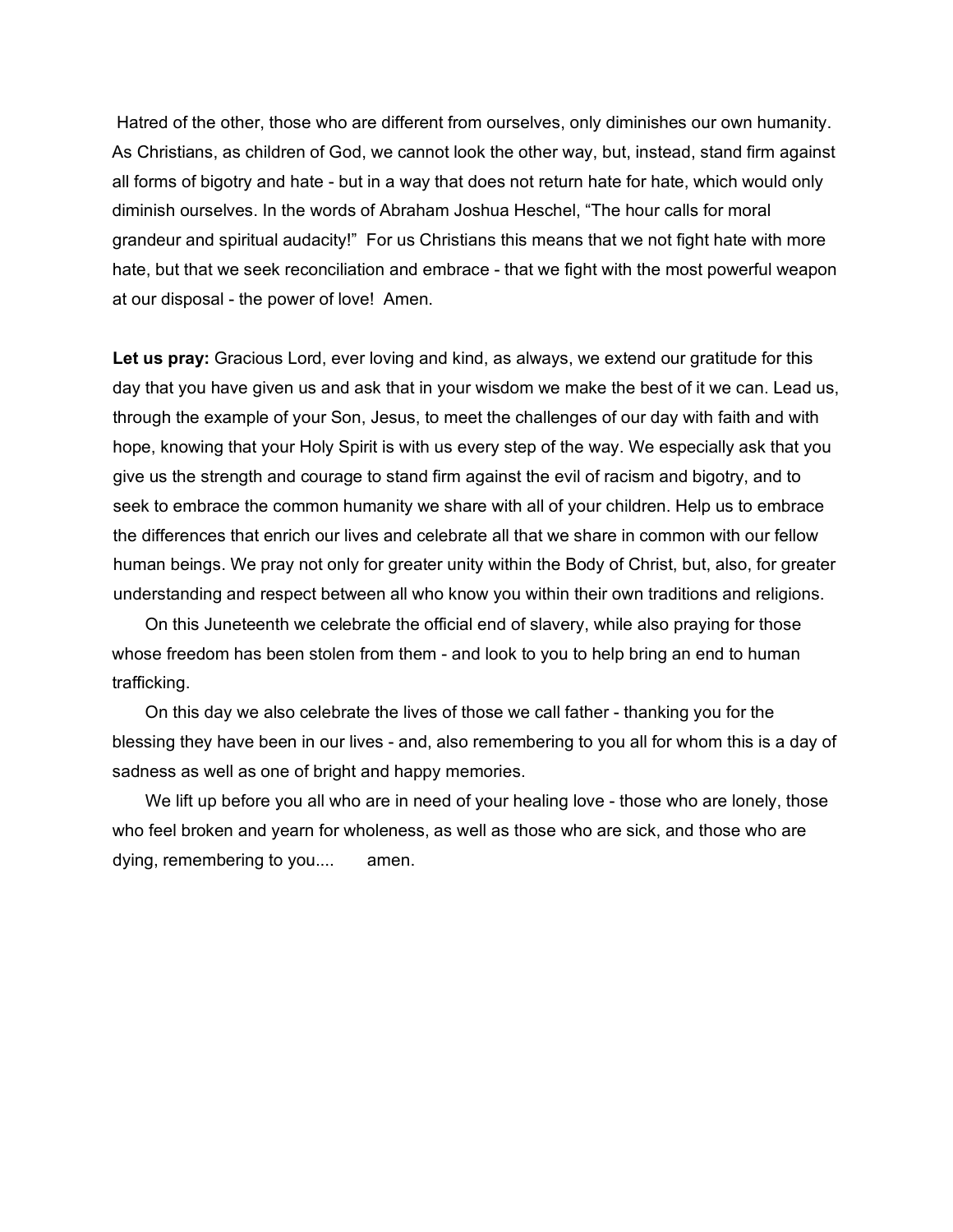Hatred of the other, those who are different from ourselves, only diminishes our own humanity. As Christians, as children of God, we cannot look the other way, but, instead, stand firm against all forms of bigotry and hate - but in a way that does not return hate for hate, which would only diminish ourselves. In the words of Abraham Joshua Heschel, "The hour calls for moral grandeur and spiritual audacity!" For us Christians this means that we not fight hate with more hate, but that we seek reconciliation and embrace - that we fight with the most powerful weapon at our disposal - the power of love! Amen.

**Let us pray:** Gracious Lord, ever loving and kind, as always, we extend our gratitude for this day that you have given us and ask that in your wisdom we make the best of it we can. Lead us, through the example of your Son, Jesus, to meet the challenges of our day with faith and with hope, knowing that your Holy Spirit is with us every step of the way. We especially ask that you give us the strength and courage to stand firm against the evil of racism and bigotry, and to seek to embrace the common humanity we share with all of your children. Help us to embrace the differences that enrich our lives and celebrate all that we share in common with our fellow human beings. We pray not only for greater unity within the Body of Christ, but, also, for greater understanding and respect between all who know you within their own traditions and religions.

On this Juneteenth we celebrate the official end of slavery, while also praying for those whose freedom has been stolen from them - and look to you to help bring an end to human trafficking.

On this day we also celebrate the lives of those we call father - thanking you for the blessing they have been in our lives - and, also remembering to you all for whom this is a day of sadness as well as one of bright and happy memories.

We lift up before you all who are in need of your healing love - those who are lonely, those who feel broken and yearn for wholeness, as well as those who are sick, and those who are dying, remembering to you.... amen.